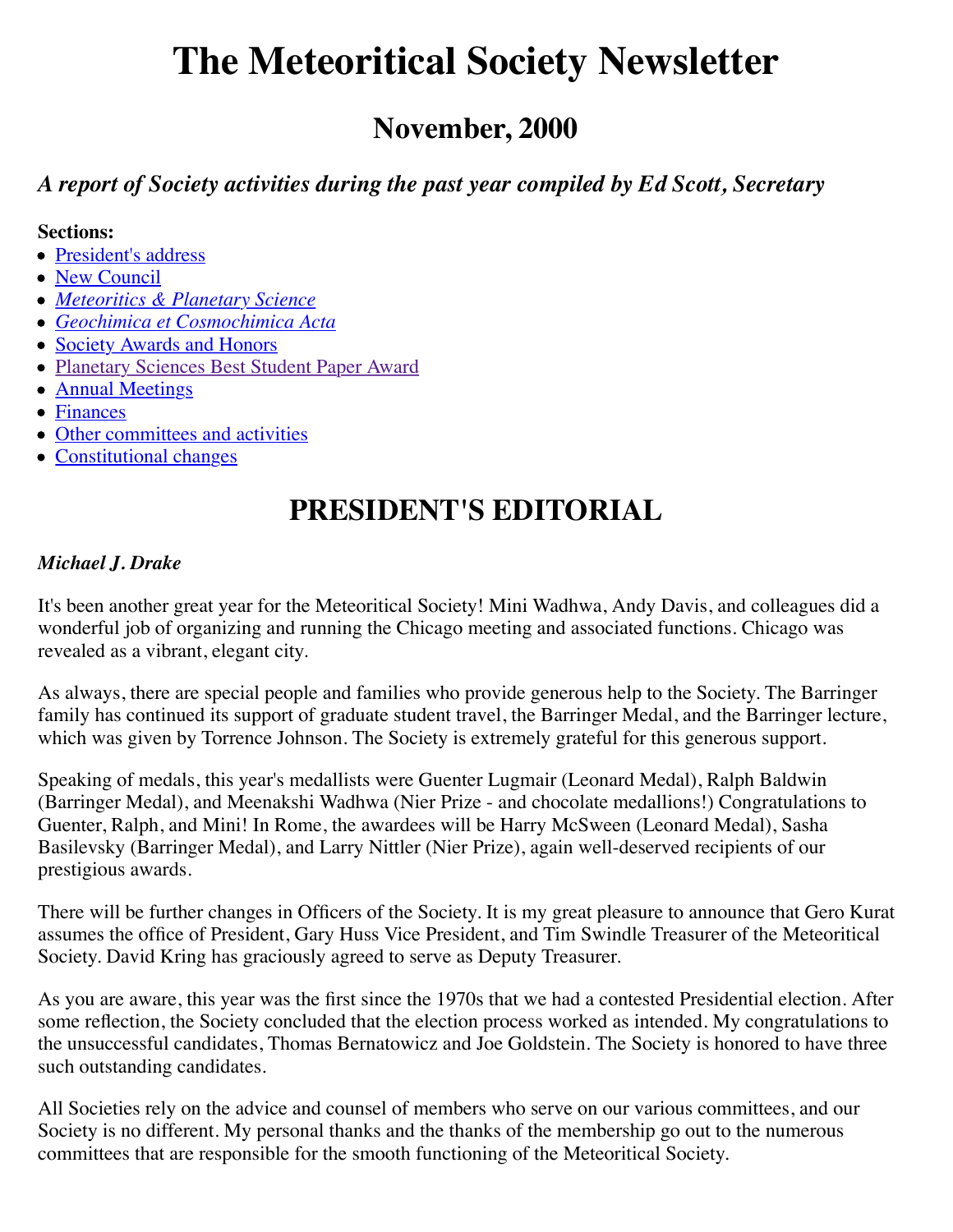# The Meteoritical Society Newsletter

## November, 2000

### *A report of Society activities during the past year compiled by Ed Scott, Secretary*

**Sections:**

- President's address
- New Council
- *Meteoritics & Planetary Science*
- *Geochimica et Cosmochimica Acta*
- Society Awards and Honors
- Planetary Sciences Best Student Paper Award
- Annual Meetings
- Finances
- Other committees and activities
- Constitutional changes

## PRESIDENT'S EDITORIAL

***Michael J. Drake***

It's been another great year for the Meteoritical Society! Mini Wadhwa, Andy Davis, and colleagues did a wonderful job of organizing and running the Chicago meeting and associated functions. Chicago was revealed as a vibrant, elegant city.

As always, there are special people and families who provide generous help to the Society. The Barringer family has continued its support of graduate student travel, the Barringer Medal, and the Barringer lecture, which was given by Torrence Johnson. The Society is extremely grateful for this generous support.

Speaking of medals, this year's medallists were Guenter Lugmair (Leonard Medal), Ralph Baldwin (Barringer Medal), and Meenakshi Wadhwa (Nier Prize - and chocolate medallions!) Congratulations to Guenter, Ralph, and Mini! In Rome, the awardees will be Harry McSween (Leonard Medal), Sasha Basilevsky (Barringer Medal), and Larry Nittler (Nier Prize), again well-deserved recipients of our prestigious awards.

There will be further changes in Officers of the Society. It is my great pleasure to announce that Gero Kurat assumes the office of President, Gary Huss Vice President, and Tim Swindle Treasurer of the Meteoritical Society. David Kring has graciously agreed to serve as Deputy Treasurer.

As you are aware, this year was the first since the 1970s that we had a contested Presidential election. After some reflection, the Society concluded that the election process worked as intended. My congratulations to the unsuccessful candidates, Thomas Bernatowicz and Joe Goldstein. The Society is honored to have three such outstanding candidates.

All Societies rely on the advice and counsel of members who serve on our various committees, and our Society is no different. My personal thanks and the thanks of the membership go out to the numerous committees that are responsible for the smooth functioning of the Meteoritical Society.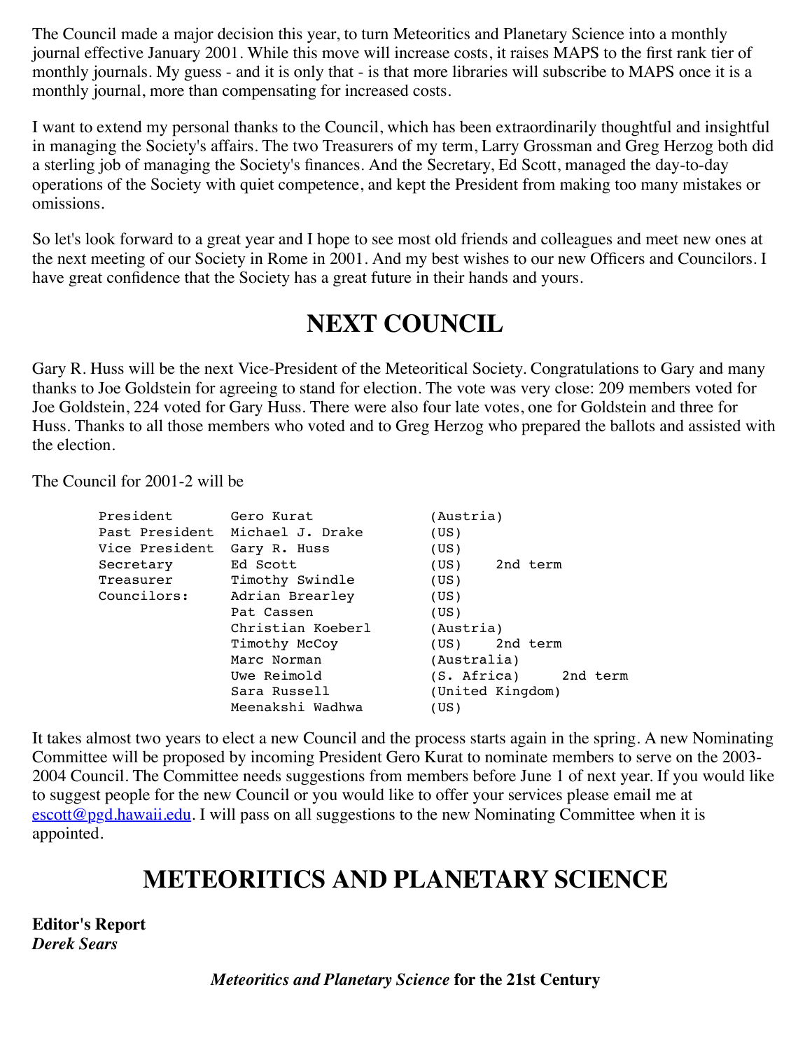The Council made a major decision this year, to turn Meteoritics and Planetary Science into a monthly journal effective January 2001. While this move will increase costs, it raises MAPS to the first rank tier of monthly journals. My guess - and it is only that - is that more libraries will subscribe to MAPS once it is a monthly journal, more than compensating for increased costs.

I want to extend my personal thanks to the Council, which has been extraordinarily thoughtful and insightful in managing the Society's affairs. The two Treasurers of my term, Larry Grossman and Greg Herzog both did a sterling job of managing the Society's finances. And the Secretary, Ed Scott, managed the day-to-day operations of the Society with quiet competence, and kept the President from making too many mistakes or omissions.

So let's look forward to a great year and I hope to see most old friends and colleagues and meet new ones at the next meeting of our Society in Rome in 2001. And my best wishes to our new Officers and Councilors. I have great confidence that the Society has a great future in their hands and yours.

# NEXT COUNCIL

Gary R. Huss will be the next Vice-President of the Meteoritical Society. Congratulations to Gary and many thanks to Joe Goldstein for agreeing to stand for election. The vote was very close: 209 members voted for Joe Goldstein, 224 voted for Gary Huss. There were also four late votes, one for Goldstein and three for Huss. Thanks to all those members who voted and to Greg Herzog who prepared the ballots and assisted with the election.

The Council for 2001-2 will be

```
President       Gero Kurat           (Austria)
Past President  Michael J. Drake     (US)
Vice President  Gary R. Huss         (US)
Secretary       Ed Scott             (US)    2nd term
Treasurer       Timothy Swindle      (US)
Councilors:     Adrian Brearley      (US)
                Pat Cassen           (US)
                Christian Koeberl    (Austria)
                Timothy McCoy        (US)    2nd term
                Marc Norman          (Australia)
                Uwe Reimold          (S. Africa)     2nd term
                Sara Russell         (United Kingdom)
                Meenakshi Wadhwa     (US)
```

It takes almost two years to elect a new Council and the process starts again in the spring. A new Nominating Committee will be proposed by incoming President Gero Kurat to nominate members to serve on the 2003-2004 Council. The Committee needs suggestions from members before June 1 of next year. If you would like to suggest people for the new Council or you would like to offer your services please email me at escott@pgd.hawaii.edu. I will pass on all suggestions to the new Nominating Committee when it is appointed.

# METEORITICS AND PLANETARY SCIENCE

**Editor's Report**
***Derek Sears***

***Meteoritics and Planetary Science* for the 21st Century**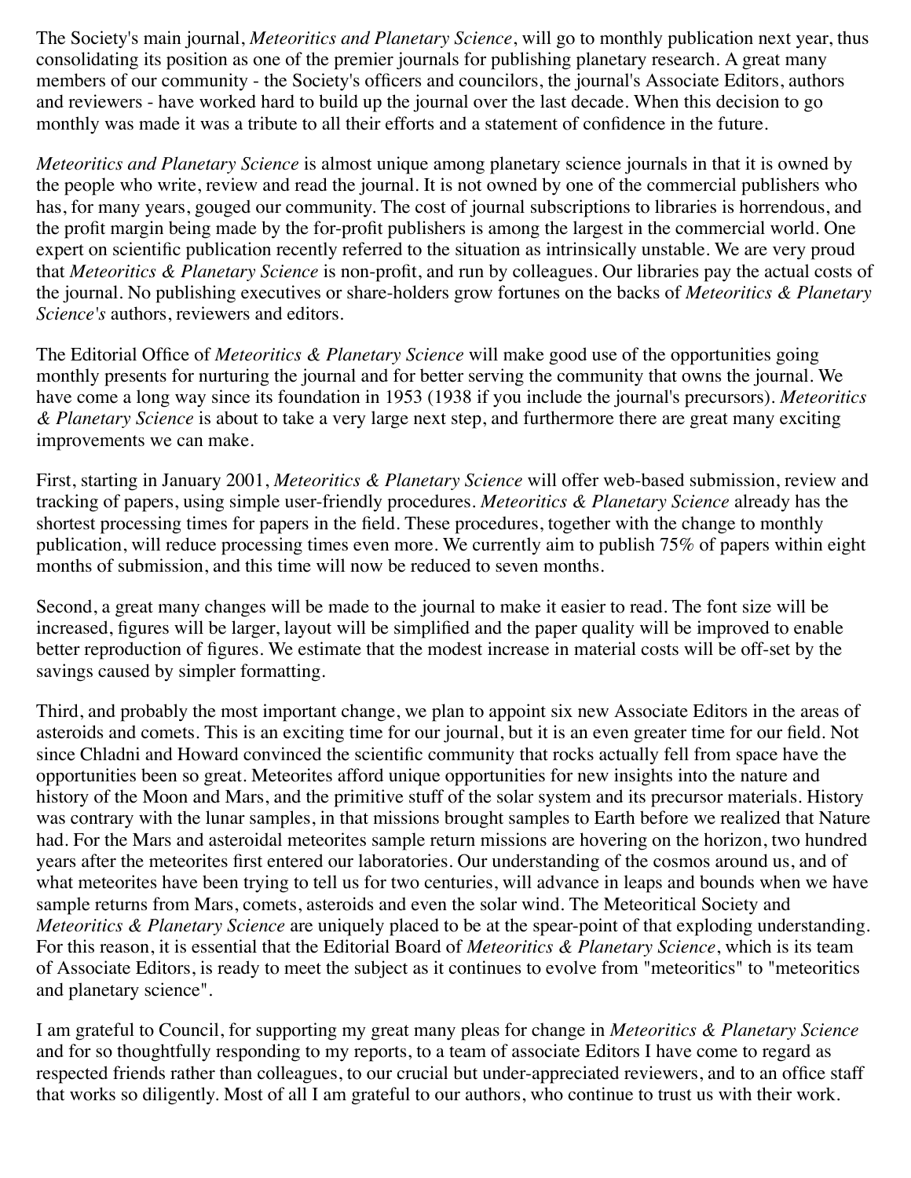The Society's main journal, *Meteoritics and Planetary Science*, will go to monthly publication next year, thus consolidating its position as one of the premier journals for publishing planetary research. A great many members of our community - the Society's officers and councilors, the journal's Associate Editors, authors and reviewers - have worked hard to build up the journal over the last decade. When this decision to go monthly was made it was a tribute to all their efforts and a statement of confidence in the future.

*Meteoritics and Planetary Science* is almost unique among planetary science journals in that it is owned by the people who write, review and read the journal. It is not owned by one of the commercial publishers who has, for many years, gouged our community. The cost of journal subscriptions to libraries is horrendous, and the profit margin being made by the for-profit publishers is among the largest in the commercial world. One expert on scientific publication recently referred to the situation as intrinsically unstable. We are very proud that *Meteoritics & Planetary Science* is non-profit, and run by colleagues. Our libraries pay the actual costs of the journal. No publishing executives or share-holders grow fortunes on the backs of *Meteoritics & Planetary Science's* authors, reviewers and editors.

The Editorial Office of *Meteoritics & Planetary Science* will make good use of the opportunities going monthly presents for nurturing the journal and for better serving the community that owns the journal. We have come a long way since its foundation in 1953 (1938 if you include the journal's precursors). *Meteoritics & Planetary Science* is about to take a very large next step, and furthermore there are great many exciting improvements we can make.

First, starting in January 2001, *Meteoritics & Planetary Science* will offer web-based submission, review and tracking of papers, using simple user-friendly procedures. *Meteoritics & Planetary Science* already has the shortest processing times for papers in the field. These procedures, together with the change to monthly publication, will reduce processing times even more. We currently aim to publish 75% of papers within eight months of submission, and this time will now be reduced to seven months.

Second, a great many changes will be made to the journal to make it easier to read. The font size will be increased, figures will be larger, layout will be simplified and the paper quality will be improved to enable better reproduction of figures. We estimate that the modest increase in material costs will be off-set by the savings caused by simpler formatting.

Third, and probably the most important change, we plan to appoint six new Associate Editors in the areas of asteroids and comets. This is an exciting time for our journal, but it is an even greater time for our field. Not since Chladni and Howard convinced the scientific community that rocks actually fell from space have the opportunities been so great. Meteorites afford unique opportunities for new insights into the nature and history of the Moon and Mars, and the primitive stuff of the solar system and its precursor materials. History was contrary with the lunar samples, in that missions brought samples to Earth before we realized that Nature had. For the Mars and asteroidal meteorites sample return missions are hovering on the horizon, two hundred years after the meteorites first entered our laboratories. Our understanding of the cosmos around us, and of what meteorites have been trying to tell us for two centuries, will advance in leaps and bounds when we have sample returns from Mars, comets, asteroids and even the solar wind. The Meteoritical Society and *Meteoritics & Planetary Science* are uniquely placed to be at the spear-point of that exploding understanding. For this reason, it is essential that the Editorial Board of *Meteoritics & Planetary Science*, which is its team of Associate Editors, is ready to meet the subject as it continues to evolve from "meteoritics" to "meteoritics and planetary science".

I am grateful to Council, for supporting my great many pleas for change in *Meteoritics & Planetary Science* and for so thoughtfully responding to my reports, to a team of associate Editors I have come to regard as respected friends rather than colleagues, to our crucial but under-appreciated reviewers, and to an office staff that works so diligently. Most of all I am grateful to our authors, who continue to trust us with their work.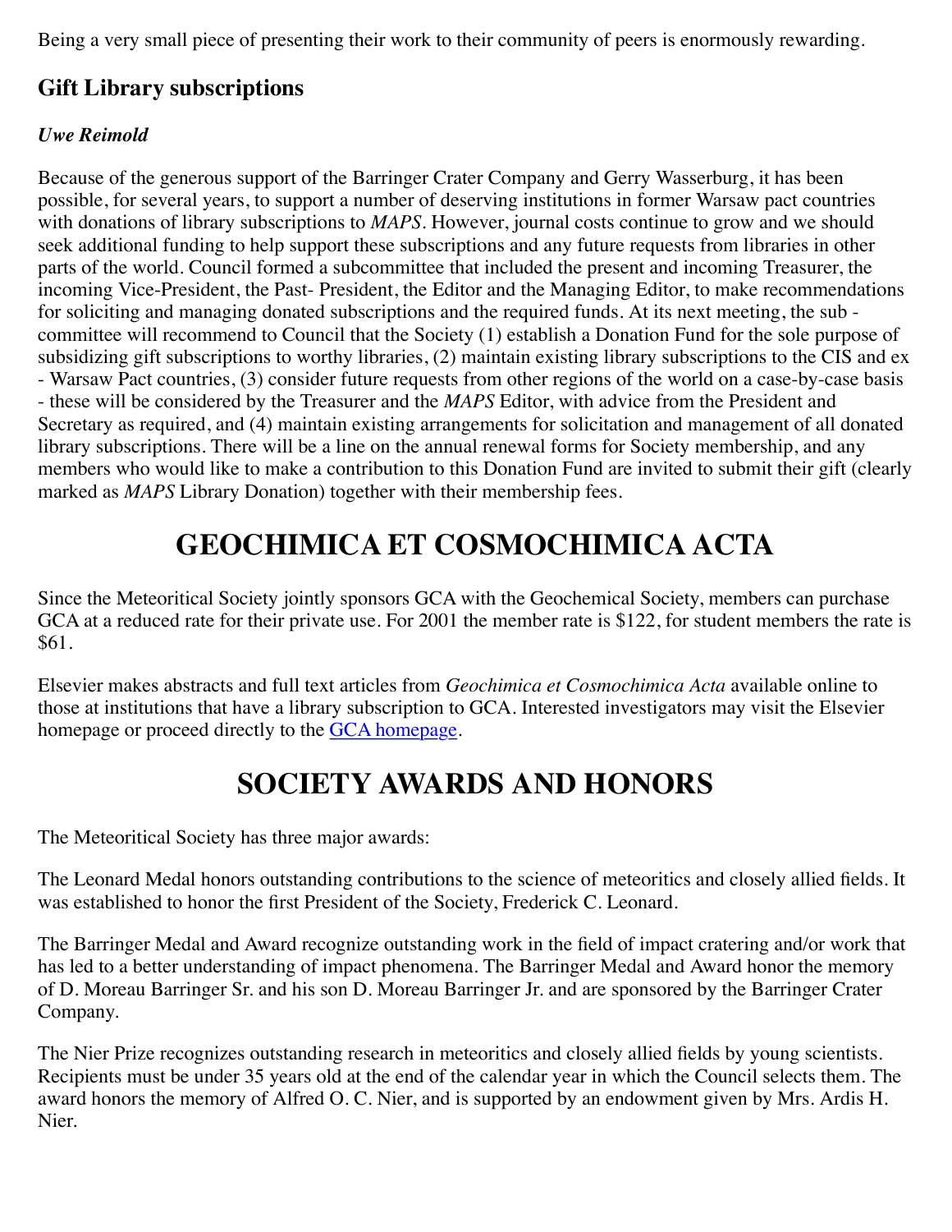Being a very small piece of presenting their work to their community of peers is enormously rewarding.

## Gift Library subscriptions

***Uwe Reimold***

Because of the generous support of the Barringer Crater Company and Gerry Wasserburg, it has been possible, for several years, to support a number of deserving institutions in former Warsaw pact countries with donations of library subscriptions to *MAPS*. However, journal costs continue to grow and we should seek additional funding to help support these subscriptions and any future requests from libraries in other parts of the world. Council formed a subcommittee that included the present and incoming Treasurer, the incoming Vice-President, the Past- President, the Editor and the Managing Editor, to make recommendations for soliciting and managing donated subscriptions and the required funds. At its next meeting, the sub - committee will recommend to Council that the Society (1) establish a Donation Fund for the sole purpose of subsidizing gift subscriptions to worthy libraries, (2) maintain existing library subscriptions to the CIS and ex - Warsaw Pact countries, (3) consider future requests from other regions of the world on a case-by-case basis - these will be considered by the Treasurer and the *MAPS* Editor, with advice from the President and Secretary as required, and (4) maintain existing arrangements for solicitation and management of all donated library subscriptions. There will be a line on the annual renewal forms for Society membership, and any members who would like to make a contribution to this Donation Fund are invited to submit their gift (clearly marked as *MAPS* Library Donation) together with their membership fees.

# GEOCHIMICA ET COSMOCHIMICA ACTA

Since the Meteoritical Society jointly sponsors GCA with the Geochemical Society, members can purchase GCA at a reduced rate for their private use. For 2001 the member rate is $122, for student members the rate is $61.

Elsevier makes abstracts and full text articles from *Geochimica et Cosmochimica Acta* available online to those at institutions that have a library subscription to GCA. Interested investigators may visit the Elsevier homepage or proceed directly to the GCA homepage.

# SOCIETY AWARDS AND HONORS

The Meteoritical Society has three major awards:

The Leonard Medal honors outstanding contributions to the science of meteoritics and closely allied fields. It was established to honor the first President of the Society, Frederick C. Leonard.

The Barringer Medal and Award recognize outstanding work in the field of impact cratering and/or work that has led to a better understanding of impact phenomena. The Barringer Medal and Award honor the memory of D. Moreau Barringer Sr. and his son D. Moreau Barringer Jr. and are sponsored by the Barringer Crater Company.

The Nier Prize recognizes outstanding research in meteoritics and closely allied fields by young scientists. Recipients must be under 35 years old at the end of the calendar year in which the Council selects them. The award honors the memory of Alfred O. C. Nier, and is supported by an endowment given by Mrs. Ardis H. Nier.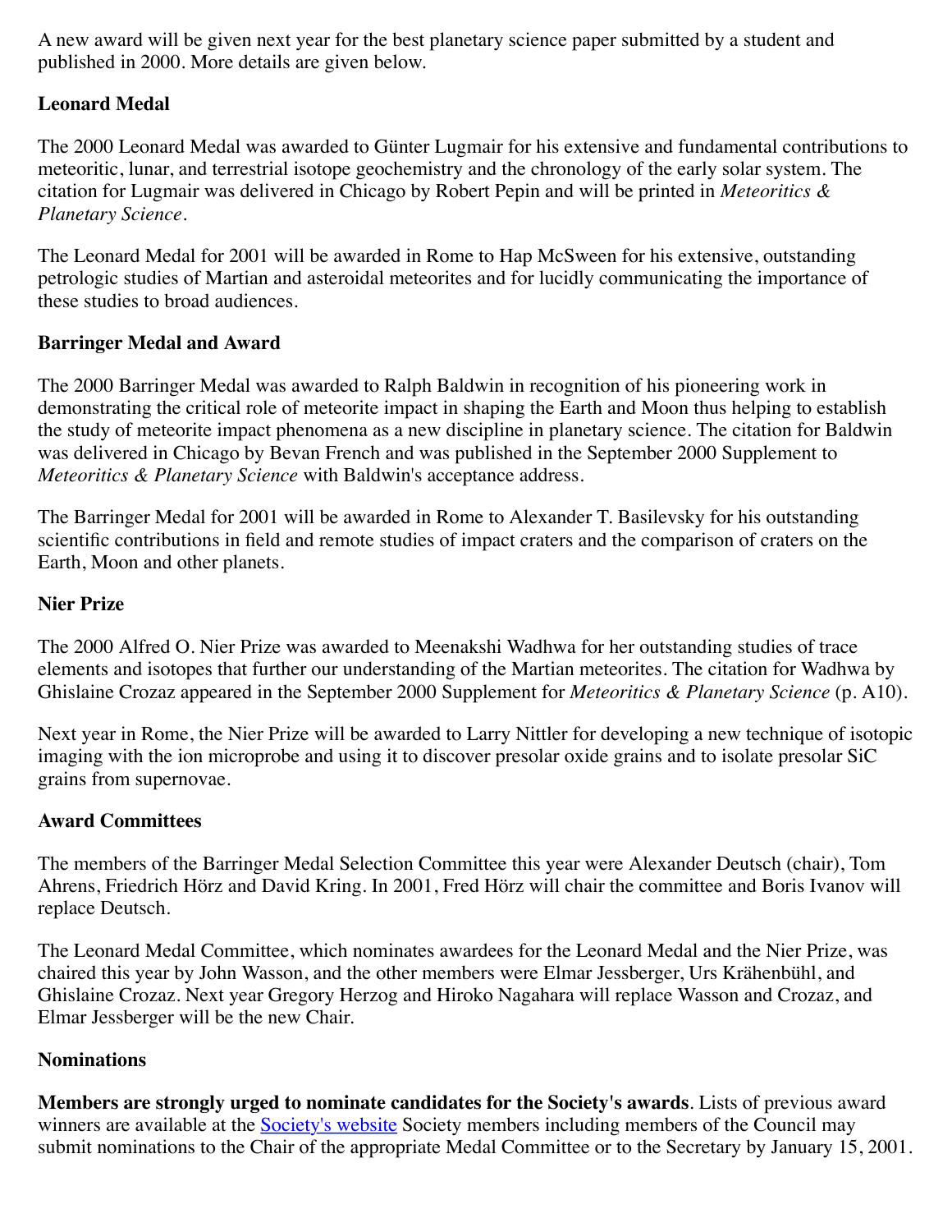A new award will be given next year for the best planetary science paper submitted by a student and published in 2000. More details are given below.

**Leonard Medal**

The 2000 Leonard Medal was awarded to Günter Lugmair for his extensive and fundamental contributions to meteoritic, lunar, and terrestrial isotope geochemistry and the chronology of the early solar system. The citation for Lugmair was delivered in Chicago by Robert Pepin and will be printed in *Meteoritics & Planetary Science*.

The Leonard Medal for 2001 will be awarded in Rome to Hap McSween for his extensive, outstanding petrologic studies of Martian and asteroidal meteorites and for lucidly communicating the importance of these studies to broad audiences.

**Barringer Medal and Award**

The 2000 Barringer Medal was awarded to Ralph Baldwin in recognition of his pioneering work in demonstrating the critical role of meteorite impact in shaping the Earth and Moon thus helping to establish the study of meteorite impact phenomena as a new discipline in planetary science. The citation for Baldwin was delivered in Chicago by Bevan French and was published in the September 2000 Supplement to *Meteoritics & Planetary Science* with Baldwin's acceptance address.

The Barringer Medal for 2001 will be awarded in Rome to Alexander T. Basilevsky for his outstanding scientific contributions in field and remote studies of impact craters and the comparison of craters on the Earth, Moon and other planets.

**Nier Prize**

The 2000 Alfred O. Nier Prize was awarded to Meenakshi Wadhwa for her outstanding studies of trace elements and isotopes that further our understanding of the Martian meteorites. The citation for Wadhwa by Ghislaine Crozaz appeared in the September 2000 Supplement for *Meteoritics & Planetary Science* (p. A10).

Next year in Rome, the Nier Prize will be awarded to Larry Nittler for developing a new technique of isotopic imaging with the ion microprobe and using it to discover presolar oxide grains and to isolate presolar SiC grains from supernovae.

**Award Committees**

The members of the Barringer Medal Selection Committee this year were Alexander Deutsch (chair), Tom Ahrens, Friedrich Hörz and David Kring. In 2001, Fred Hörz will chair the committee and Boris Ivanov will replace Deutsch.

The Leonard Medal Committee, which nominates awardees for the Leonard Medal and the Nier Prize, was chaired this year by John Wasson, and the other members were Elmar Jessberger, Urs Krähenbühl, and Ghislaine Crozaz. Next year Gregory Herzog and Hiroko Nagahara will replace Wasson and Crozaz, and Elmar Jessberger will be the new Chair.

**Nominations**

**Members are strongly urged to nominate candidates for the Society's awards**. Lists of previous award winners are available at the [Society's website](#) Society members including members of the Council may submit nominations to the Chair of the appropriate Medal Committee or to the Secretary by January 15, 2001.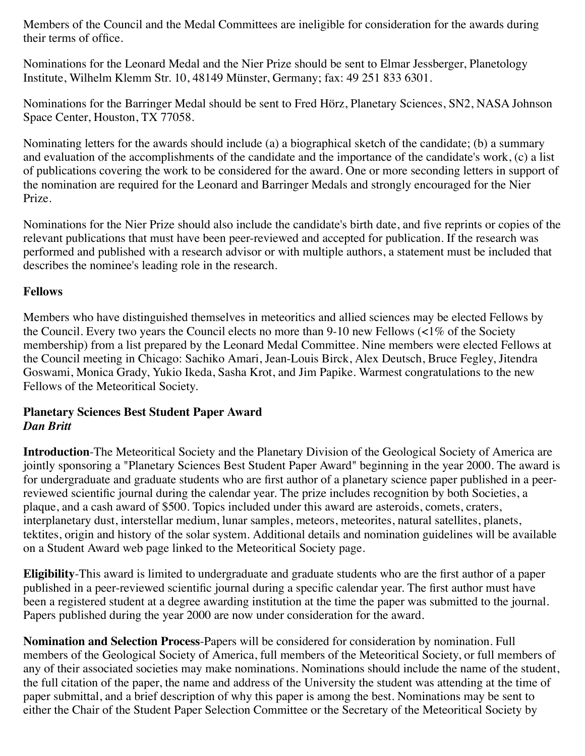Members of the Council and the Medal Committees are ineligible for consideration for the awards during their terms of office.

Nominations for the Leonard Medal and the Nier Prize should be sent to Elmar Jessberger, Planetology Institute, Wilhelm Klemm Str. 10, 48149 Münster, Germany; fax: 49 251 833 6301.

Nominations for the Barringer Medal should be sent to Fred Hörz, Planetary Sciences, SN2, NASA Johnson Space Center, Houston, TX 77058.

Nominating letters for the awards should include (a) a biographical sketch of the candidate; (b) a summary and evaluation of the accomplishments of the candidate and the importance of the candidate's work, (c) a list of publications covering the work to be considered for the award. One or more seconding letters in support of the nomination are required for the Leonard and Barringer Medals and strongly encouraged for the Nier Prize.

Nominations for the Nier Prize should also include the candidate's birth date, and five reprints or copies of the relevant publications that must have been peer-reviewed and accepted for publication. If the research was performed and published with a research advisor or with multiple authors, a statement must be included that describes the nominee's leading role in the research.

**Fellows**

Members who have distinguished themselves in meteoritics and allied sciences may be elected Fellows by the Council. Every two years the Council elects no more than 9-10 new Fellows (<1% of the Society membership) from a list prepared by the Leonard Medal Committee. Nine members were elected Fellows at the Council meeting in Chicago: Sachiko Amari, Jean-Louis Birck, Alex Deutsch, Bruce Fegley, Jitendra Goswami, Monica Grady, Yukio Ikeda, Sasha Krot, and Jim Papike. Warmest congratulations to the new Fellows of the Meteoritical Society.

**Planetary Sciences Best Student Paper Award**
***Dan Britt***

**Introduction**-The Meteoritical Society and the Planetary Division of the Geological Society of America are jointly sponsoring a "Planetary Sciences Best Student Paper Award" beginning in the year 2000. The award is for undergraduate and graduate students who are first author of a planetary science paper published in a peer-reviewed scientific journal during the calendar year. The prize includes recognition by both Societies, a plaque, and a cash award of $500. Topics included under this award are asteroids, comets, craters, interplanetary dust, interstellar medium, lunar samples, meteors, meteorites, natural satellites, planets, tektites, origin and history of the solar system. Additional details and nomination guidelines will be available on a Student Award web page linked to the Meteoritical Society page.

**Eligibility**-This award is limited to undergraduate and graduate students who are the first author of a paper published in a peer-reviewed scientific journal during a specific calendar year. The first author must have been a registered student at a degree awarding institution at the time the paper was submitted to the journal. Papers published during the year 2000 are now under consideration for the award.

**Nomination and Selection Process**-Papers will be considered for consideration by nomination. Full members of the Geological Society of America, full members of the Meteoritical Society, or full members of any of their associated societies may make nominations. Nominations should include the name of the student, the full citation of the paper, the name and address of the University the student was attending at the time of paper submittal, and a brief description of why this paper is among the best. Nominations may be sent to either the Chair of the Student Paper Selection Committee or the Secretary of the Meteoritical Society by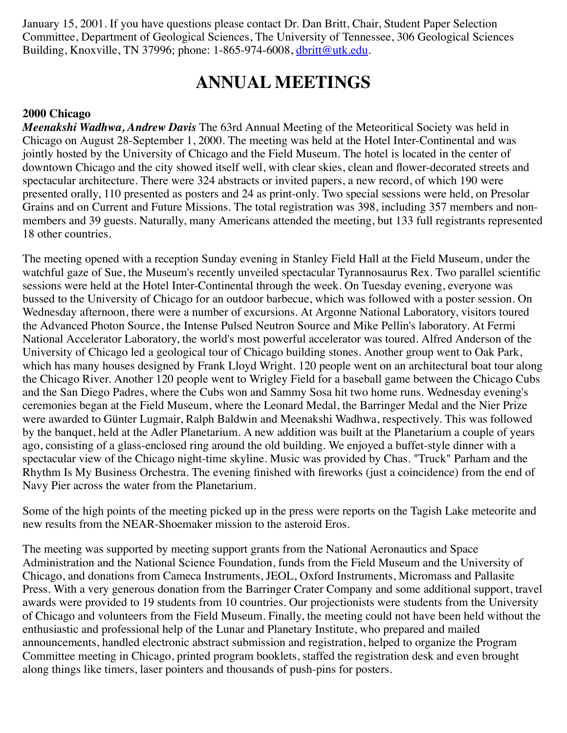January 15, 2001. If you have questions please contact Dr. Dan Britt, Chair, Student Paper Selection Committee, Department of Geological Sciences, The University of Tennessee, 306 Geological Sciences Building, Knoxville, TN 37996; phone: 1-865-974-6008, dbritt@utk.edu.

# ANNUAL MEETINGS

**2000 Chicago**

***Meenakshi Wadhwa, Andrew Davis*** The 63rd Annual Meeting of the Meteoritical Society was held in Chicago on August 28-September 1, 2000. The meeting was held at the Hotel Inter-Continental and was jointly hosted by the University of Chicago and the Field Museum. The hotel is located in the center of downtown Chicago and the city showed itself well, with clear skies, clean and flower-decorated streets and spectacular architecture. There were 324 abstracts or invited papers, a new record, of which 190 were presented orally, 110 presented as posters and 24 as print-only. Two special sessions were held, on Presolar Grains and on Current and Future Missions. The total registration was 398, including 357 members and non-members and 39 guests. Naturally, many Americans attended the meeting, but 133 full registrants represented 18 other countries.

The meeting opened with a reception Sunday evening in Stanley Field Hall at the Field Museum, under the watchful gaze of Sue, the Museum's recently unveiled spectacular Tyrannosaurus Rex. Two parallel scientific sessions were held at the Hotel Inter-Continental through the week. On Tuesday evening, everyone was bussed to the University of Chicago for an outdoor barbecue, which was followed with a poster session. On Wednesday afternoon, there were a number of excursions. At Argonne National Laboratory, visitors toured the Advanced Photon Source, the Intense Pulsed Neutron Source and Mike Pellin's laboratory. At Fermi National Accelerator Laboratory, the world's most powerful accelerator was toured. Alfred Anderson of the University of Chicago led a geological tour of Chicago building stones. Another group went to Oak Park, which has many houses designed by Frank Lloyd Wright. 120 people went on an architectural boat tour along the Chicago River. Another 120 people went to Wrigley Field for a baseball game between the Chicago Cubs and the San Diego Padres, where the Cubs won and Sammy Sosa hit two home runs. Wednesday evening's ceremonies began at the Field Museum, where the Leonard Medal, the Barringer Medal and the Nier Prize were awarded to Günter Lugmair, Ralph Baldwin and Meenakshi Wadhwa, respectively. This was followed by the banquet, held at the Adler Planetarium. A new addition was built at the Planetarium a couple of years ago, consisting of a glass-enclosed ring around the old building. We enjoyed a buffet-style dinner with a spectacular view of the Chicago night-time skyline. Music was provided by Chas. "Truck" Parham and the Rhythm Is My Business Orchestra. The evening finished with fireworks (just a coincidence) from the end of Navy Pier across the water from the Planetarium.

Some of the high points of the meeting picked up in the press were reports on the Tagish Lake meteorite and new results from the NEAR-Shoemaker mission to the asteroid Eros.

The meeting was supported by meeting support grants from the National Aeronautics and Space Administration and the National Science Foundation, funds from the Field Museum and the University of Chicago, and donations from Cameca Instruments, JEOL, Oxford Instruments, Micromass and Pallasite Press. With a very generous donation from the Barringer Crater Company and some additional support, travel awards were provided to 19 students from 10 countries. Our projectionists were students from the University of Chicago and volunteers from the Field Museum. Finally, the meeting could not have been held without the enthusiastic and professional help of the Lunar and Planetary Institute, who prepared and mailed announcements, handled electronic abstract submission and registration, helped to organize the Program Committee meeting in Chicago, printed program booklets, staffed the registration desk and even brought along things like timers, laser pointers and thousands of push-pins for posters.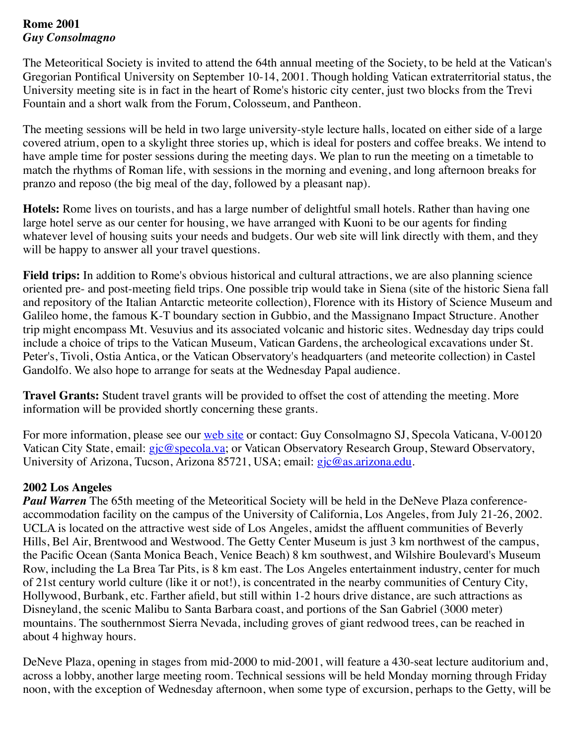**Rome 2001**
***Guy Consolmagno***

The Meteoritical Society is invited to attend the 64th annual meeting of the Society, to be held at the Vatican's Gregorian Pontifical University on September 10-14, 2001. Though holding Vatican extraterritorial status, the University meeting site is in fact in the heart of Rome's historic city center, just two blocks from the Trevi Fountain and a short walk from the Forum, Colosseum, and Pantheon.

The meeting sessions will be held in two large university-style lecture halls, located on either side of a large covered atrium, open to a skylight three stories up, which is ideal for posters and coffee breaks. We intend to have ample time for poster sessions during the meeting days. We plan to run the meeting on a timetable to match the rhythms of Roman life, with sessions in the morning and evening, and long afternoon breaks for pranzo and reposo (the big meal of the day, followed by a pleasant nap).

**Hotels:** Rome lives on tourists, and has a large number of delightful small hotels. Rather than having one large hotel serve as our center for housing, we have arranged with Kuoni to be our agents for finding whatever level of housing suits your needs and budgets. Our web site will link directly with them, and they will be happy to answer all your travel questions.

**Field trips:** In addition to Rome's obvious historical and cultural attractions, we are also planning science oriented pre- and post-meeting field trips. One possible trip would take in Siena (site of the historic Siena fall and repository of the Italian Antarctic meteorite collection), Florence with its History of Science Museum and Galileo home, the famous K-T boundary section in Gubbio, and the Massignano Impact Structure. Another trip might encompass Mt. Vesuvius and its associated volcanic and historic sites. Wednesday day trips could include a choice of trips to the Vatican Museum, Vatican Gardens, the archeological excavations under St. Peter's, Tivoli, Ostia Antica, or the Vatican Observatory's headquarters (and meteorite collection) in Castel Gandolfo. We also hope to arrange for seats at the Wednesday Papal audience.

**Travel Grants:** Student travel grants will be provided to offset the cost of attending the meeting. More information will be provided shortly concerning these grants.

For more information, please see our web site or contact: Guy Consolmagno SJ, Specola Vaticana, V-00120 Vatican City State, email: gjc@specola.va; or Vatican Observatory Research Group, Steward Observatory, University of Arizona, Tucson, Arizona 85721, USA; email: gjc@as.arizona.edu.

**2002 Los Angeles**
***Paul Warren*** The 65th meeting of the Meteoritical Society will be held in the DeNeve Plaza conference-accommodation facility on the campus of the University of California, Los Angeles, from July 21-26, 2002. UCLA is located on the attractive west side of Los Angeles, amidst the affluent communities of Beverly Hills, Bel Air, Brentwood and Westwood. The Getty Center Museum is just 3 km northwest of the campus, the Pacific Ocean (Santa Monica Beach, Venice Beach) 8 km southwest, and Wilshire Boulevard's Museum Row, including the La Brea Tar Pits, is 8 km east. The Los Angeles entertainment industry, center for much of 21st century world culture (like it or not!), is concentrated in the nearby communities of Century City, Hollywood, Burbank, etc. Farther afield, but still within 1-2 hours drive distance, are such attractions as Disneyland, the scenic Malibu to Santa Barbara coast, and portions of the San Gabriel (3000 meter) mountains. The southernmost Sierra Nevada, including groves of giant redwood trees, can be reached in about 4 highway hours.

DeNeve Plaza, opening in stages from mid-2000 to mid-2001, will feature a 430-seat lecture auditorium and, across a lobby, another large meeting room. Technical sessions will be held Monday morning through Friday noon, with the exception of Wednesday afternoon, when some type of excursion, perhaps to the Getty, will be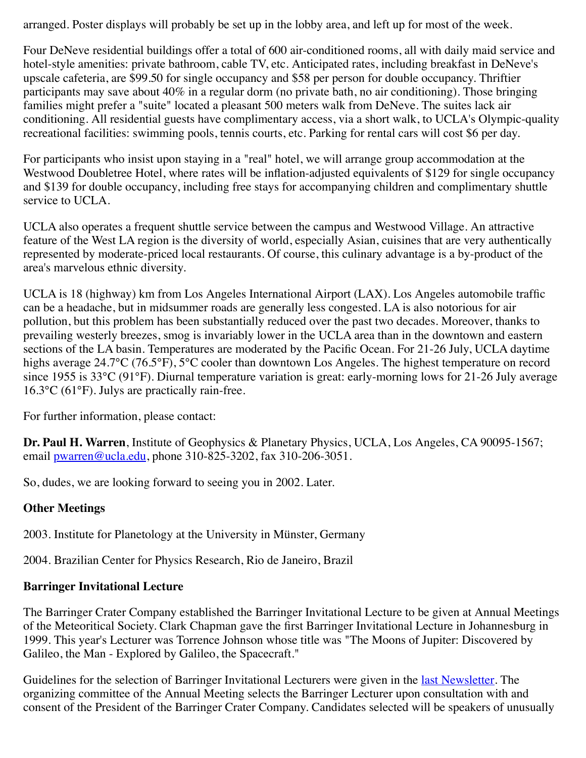arranged. Poster displays will probably be set up in the lobby area, and left up for most of the week.

Four DeNeve residential buildings offer a total of 600 air-conditioned rooms, all with daily maid service and hotel-style amenities: private bathroom, cable TV, etc. Anticipated rates, including breakfast in DeNeve's upscale cafeteria, are $99.50 for single occupancy and $58 per person for double occupancy. Thriftier participants may save about 40% in a regular dorm (no private bath, no air conditioning). Those bringing families might prefer a "suite" located a pleasant 500 meters walk from DeNeve. The suites lack air conditioning. All residential guests have complimentary access, via a short walk, to UCLA's Olympic-quality recreational facilities: swimming pools, tennis courts, etc. Parking for rental cars will cost $6 per day.

For participants who insist upon staying in a "real" hotel, we will arrange group accommodation at the Westwood Doubletree Hotel, where rates will be inflation-adjusted equivalents of $129 for single occupancy and $139 for double occupancy, including free stays for accompanying children and complimentary shuttle service to UCLA.

UCLA also operates a frequent shuttle service between the campus and Westwood Village. An attractive feature of the West LA region is the diversity of world, especially Asian, cuisines that are very authentically represented by moderate-priced local restaurants. Of course, this culinary advantage is a by-product of the area's marvelous ethnic diversity.

UCLA is 18 (highway) km from Los Angeles International Airport (LAX). Los Angeles automobile traffic can be a headache, but in midsummer roads are generally less congested. LA is also notorious for air pollution, but this problem has been substantially reduced over the past two decades. Moreover, thanks to prevailing westerly breezes, smog is invariably lower in the UCLA area than in the downtown and eastern sections of the LA basin. Temperatures are moderated by the Pacific Ocean. For 21-26 July, UCLA daytime highs average 24.7°C (76.5°F), 5°C cooler than downtown Los Angeles. The highest temperature on record since 1955 is 33°C (91°F). Diurnal temperature variation is great: early-morning lows for 21-26 July average 16.3°C (61°F). Julys are practically rain-free.

For further information, please contact:

**Dr. Paul H. Warren**, Institute of Geophysics & Planetary Physics, UCLA, Los Angeles, CA 90095-1567; email pwarren@ucla.edu, phone 310-825-3202, fax 310-206-3051.

So, dudes, we are looking forward to seeing you in 2002. Later.

**Other Meetings**

2003. Institute for Planetology at the University in Münster, Germany

2004. Brazilian Center for Physics Research, Rio de Janeiro, Brazil

**Barringer Invitational Lecture**

The Barringer Crater Company established the Barringer Invitational Lecture to be given at Annual Meetings of the Meteoritical Society. Clark Chapman gave the first Barringer Invitational Lecture in Johannesburg in 1999. This year's Lecturer was Torrence Johnson whose title was "The Moons of Jupiter: Discovered by Galileo, the Man - Explored by Galileo, the Spacecraft."

Guidelines for the selection of Barringer Invitational Lecturers were given in the last Newsletter. The organizing committee of the Annual Meeting selects the Barringer Lecturer upon consultation with and consent of the President of the Barringer Crater Company. Candidates selected will be speakers of unusually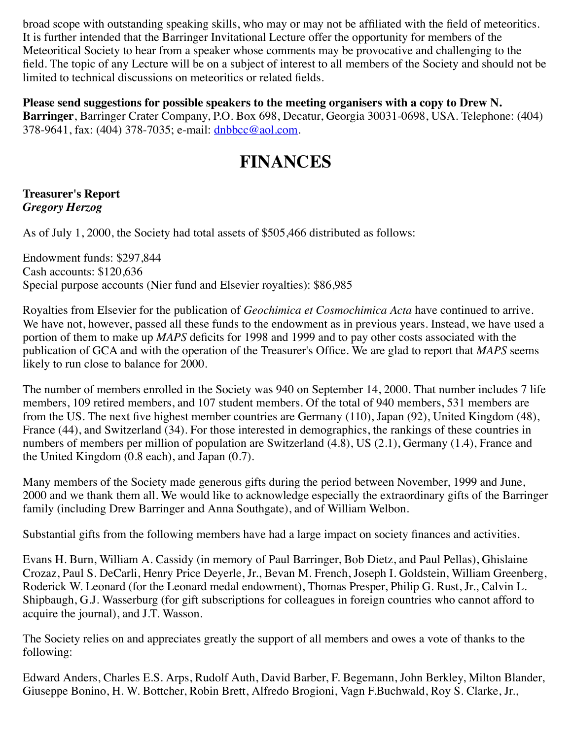broad scope with outstanding speaking skills, who may or may not be affiliated with the field of meteoritics. It is further intended that the Barringer Invitational Lecture offer the opportunity for members of the Meteoritical Society to hear from a speaker whose comments may be provocative and challenging to the field. The topic of any Lecture will be on a subject of interest to all members of the Society and should not be limited to technical discussions on meteoritics or related fields.

**Please send suggestions for possible speakers to the meeting organisers with a copy to Drew N. Barringer**, Barringer Crater Company, P.O. Box 698, Decatur, Georgia 30031-0698, USA. Telephone: (404) 378-9641, fax: (404) 378-7035; e-mail: dnbbcc@aol.com.

# FINANCES

**Treasurer's Report**
***Gregory Herzog***

As of July 1, 2000, the Society had total assets of $505,466 distributed as follows:

Endowment funds: $297,844
Cash accounts: $120,636
Special purpose accounts (Nier fund and Elsevier royalties): $86,985

Royalties from Elsevier for the publication of *Geochimica et Cosmochimica Acta* have continued to arrive. We have not, however, passed all these funds to the endowment as in previous years. Instead, we have used a portion of them to make up *MAPS* deficits for 1998 and 1999 and to pay other costs associated with the publication of GCA and with the operation of the Treasurer's Office. We are glad to report that *MAPS* seems likely to run close to balance for 2000.

The number of members enrolled in the Society was 940 on September 14, 2000. That number includes 7 life members, 109 retired members, and 107 student members. Of the total of 940 members, 531 members are from the US. The next five highest member countries are Germany (110), Japan (92), United Kingdom (48), France (44), and Switzerland (34). For those interested in demographics, the rankings of these countries in numbers of members per million of population are Switzerland (4.8), US (2.1), Germany (1.4), France and the United Kingdom (0.8 each), and Japan (0.7).

Many members of the Society made generous gifts during the period between November, 1999 and June, 2000 and we thank them all. We would like to acknowledge especially the extraordinary gifts of the Barringer family (including Drew Barringer and Anna Southgate), and of William Welbon.

Substantial gifts from the following members have had a large impact on society finances and activities.

Evans H. Burn, William A. Cassidy (in memory of Paul Barringer, Bob Dietz, and Paul Pellas), Ghislaine Crozaz, Paul S. DeCarli, Henry Price Deyerle, Jr., Bevan M. French, Joseph I. Goldstein, William Greenberg, Roderick W. Leonard (for the Leonard medal endowment), Thomas Presper, Philip G. Rust, Jr., Calvin L. Shipbaugh, G.J. Wasserburg (for gift subscriptions for colleagues in foreign countries who cannot afford to acquire the journal), and J.T. Wasson.

The Society relies on and appreciates greatly the support of all members and owes a vote of thanks to the following:

Edward Anders, Charles E.S. Arps, Rudolf Auth, David Barber, F. Begemann, John Berkley, Milton Blander, Giuseppe Bonino, H. W. Bottcher, Robin Brett, Alfredo Brogioni, Vagn F.Buchwald, Roy S. Clarke, Jr.,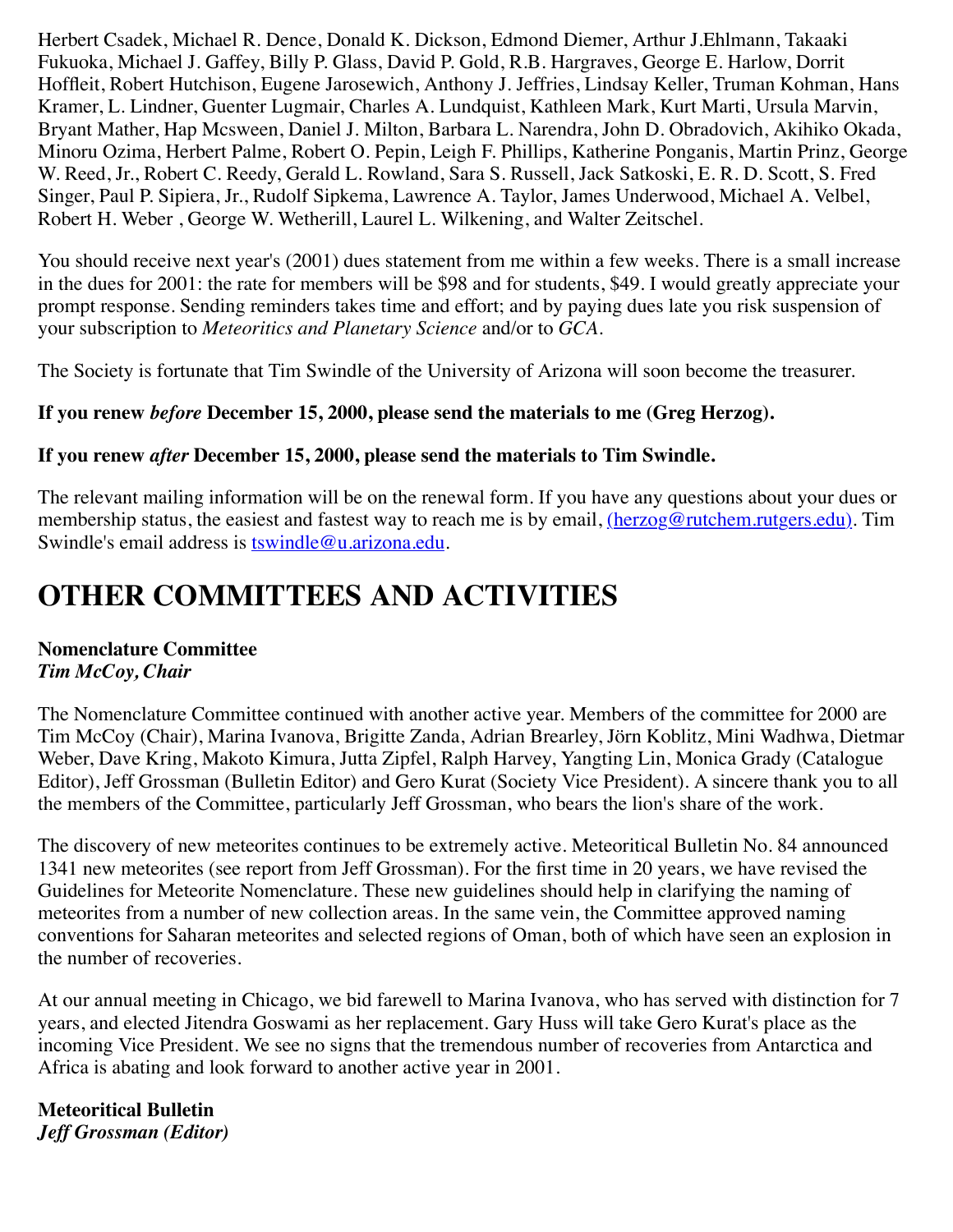Herbert Csadek, Michael R. Dence, Donald K. Dickson, Edmond Diemer, Arthur J.Ehlmann, Takaaki Fukuoka, Michael J. Gaffey, Billy P. Glass, David P. Gold, R.B. Hargraves, George E. Harlow, Dorrit Hoffleit, Robert Hutchison, Eugene Jarosewich, Anthony J. Jeffries, Lindsay Keller, Truman Kohman, Hans Kramer, L. Lindner, Guenter Lugmair, Charles A. Lundquist, Kathleen Mark, Kurt Marti, Ursula Marvin, Bryant Mather, Hap Mcsween, Daniel J. Milton, Barbara L. Narendra, John D. Obradovich, Akihiko Okada, Minoru Ozima, Herbert Palme, Robert O. Pepin, Leigh F. Phillips, Katherine Ponganis, Martin Prinz, George W. Reed, Jr., Robert C. Reedy, Gerald L. Rowland, Sara S. Russell, Jack Satkoski, E. R. D. Scott, S. Fred Singer, Paul P. Sipiera, Jr., Rudolf Sipkema, Lawrence A. Taylor, James Underwood, Michael A. Velbel, Robert H. Weber , George W. Wetherill, Laurel L. Wilkening, and Walter Zeitschel.

You should receive next year's (2001) dues statement from me within a few weeks. There is a small increase in the dues for 2001: the rate for members will be $98 and for students, $49. I would greatly appreciate your prompt response. Sending reminders takes time and effort; and by paying dues late you risk suspension of your subscription to *Meteoritics and Planetary Science* and/or to *GCA*.

The Society is fortunate that Tim Swindle of the University of Arizona will soon become the treasurer.

**If you renew *before* December 15, 2000, please send the materials to me (Greg Herzog).**

**If you renew *after* December 15, 2000, please send the materials to Tim Swindle.**

The relevant mailing information will be on the renewal form. If you have any questions about your dues or membership status, the easiest and fastest way to reach me is by email, (herzog@rutchem.rutgers.edu). Tim Swindle's email address is tswindle@u.arizona.edu.

# OTHER COMMITTEES AND ACTIVITIES

**Nomenclature Committee**
***Tim McCoy, Chair***

The Nomenclature Committee continued with another active year. Members of the committee for 2000 are Tim McCoy (Chair), Marina Ivanova, Brigitte Zanda, Adrian Brearley, Jörn Koblitz, Mini Wadhwa, Dietmar Weber, Dave Kring, Makoto Kimura, Jutta Zipfel, Ralph Harvey, Yangting Lin, Monica Grady (Catalogue Editor), Jeff Grossman (Bulletin Editor) and Gero Kurat (Society Vice President). A sincere thank you to all the members of the Committee, particularly Jeff Grossman, who bears the lion's share of the work.

The discovery of new meteorites continues to be extremely active. Meteoritical Bulletin No. 84 announced 1341 new meteorites (see report from Jeff Grossman). For the first time in 20 years, we have revised the Guidelines for Meteorite Nomenclature. These new guidelines should help in clarifying the naming of meteorites from a number of new collection areas. In the same vein, the Committee approved naming conventions for Saharan meteorites and selected regions of Oman, both of which have seen an explosion in the number of recoveries.

At our annual meeting in Chicago, we bid farewell to Marina Ivanova, who has served with distinction for 7 years, and elected Jitendra Goswami as her replacement. Gary Huss will take Gero Kurat's place as the incoming Vice President. We see no signs that the tremendous number of recoveries from Antarctica and Africa is abating and look forward to another active year in 2001.

**Meteoritical Bulletin**
***Jeff Grossman (Editor)***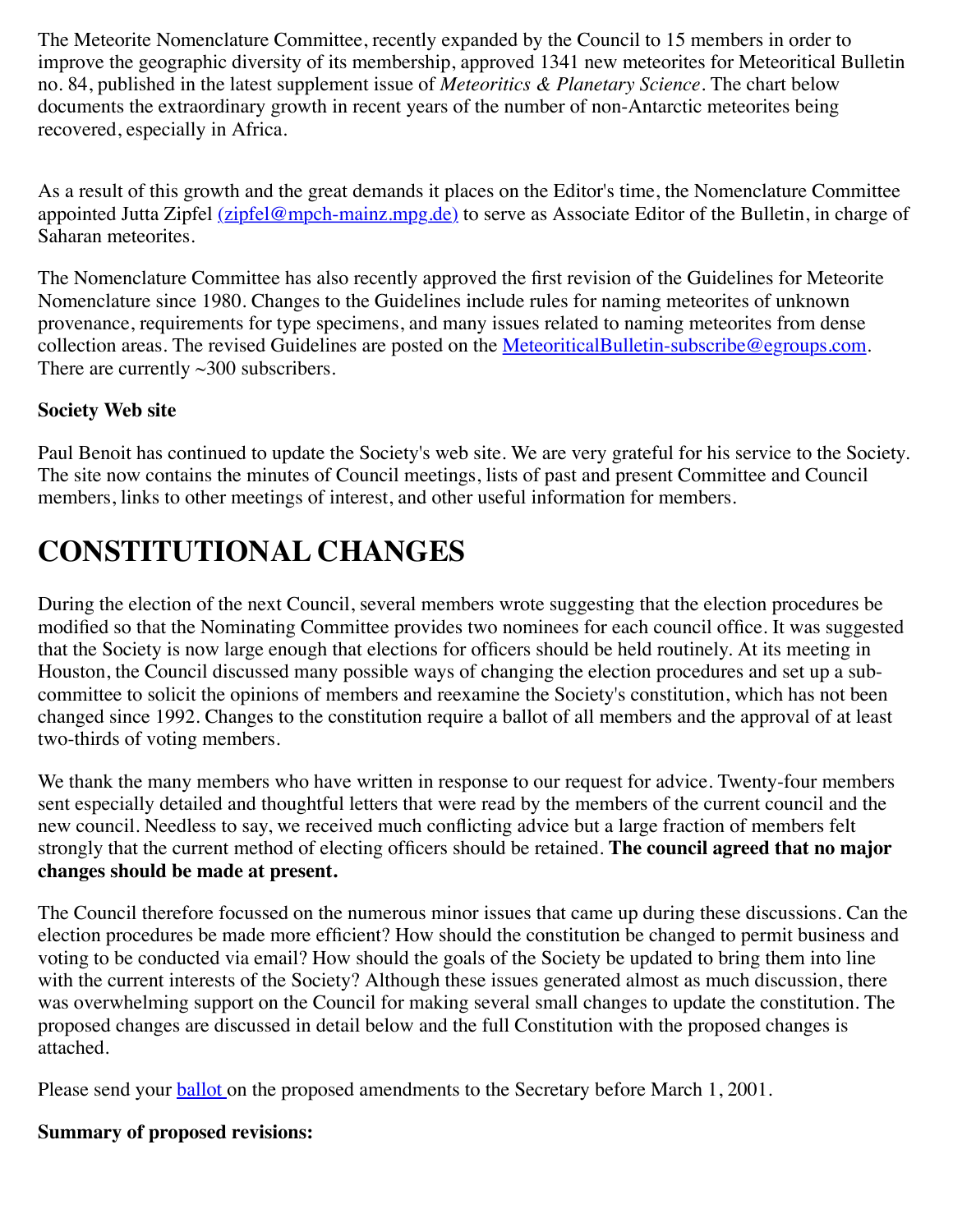The Meteorite Nomenclature Committee, recently expanded by the Council to 15 members in order to improve the geographic diversity of its membership, approved 1341 new meteorites for Meteoritical Bulletin no. 84, published in the latest supplement issue of *Meteoritics & Planetary Science*. The chart below documents the extraordinary growth in recent years of the number of non-Antarctic meteorites being recovered, especially in Africa.

As a result of this growth and the great demands it places on the Editor's time, the Nomenclature Committee appointed Jutta Zipfel (zipfel@mpch-mainz.mpg.de) to serve as Associate Editor of the Bulletin, in charge of Saharan meteorites.

The Nomenclature Committee has also recently approved the first revision of the Guidelines for Meteorite Nomenclature since 1980. Changes to the Guidelines include rules for naming meteorites of unknown provenance, requirements for type specimens, and many issues related to naming meteorites from dense collection areas. The revised Guidelines are posted on the MeteoriticalBulletin-subscribe@egroups.com. There are currently ~300 subscribers.

**Society Web site**

Paul Benoit has continued to update the Society's web site. We are very grateful for his service to the Society. The site now contains the minutes of Council meetings, lists of past and present Committee and Council members, links to other meetings of interest, and other useful information for members.

# CONSTITUTIONAL CHANGES

During the election of the next Council, several members wrote suggesting that the election procedures be modified so that the Nominating Committee provides two nominees for each council office. It was suggested that the Society is now large enough that elections for officers should be held routinely. At its meeting in Houston, the Council discussed many possible ways of changing the election procedures and set up a sub-committee to solicit the opinions of members and reexamine the Society's constitution, which has not been changed since 1992. Changes to the constitution require a ballot of all members and the approval of at least two-thirds of voting members.

We thank the many members who have written in response to our request for advice. Twenty-four members sent especially detailed and thoughtful letters that were read by the members of the current council and the new council. Needless to say, we received much conflicting advice but a large fraction of members felt strongly that the current method of electing officers should be retained. **The council agreed that no major changes should be made at present.**

The Council therefore focussed on the numerous minor issues that came up during these discussions. Can the election procedures be made more efficient? How should the constitution be changed to permit business and voting to be conducted via email? How should the goals of the Society be updated to bring them into line with the current interests of the Society? Although these issues generated almost as much discussion, there was overwhelming support on the Council for making several small changes to update the constitution. The proposed changes are discussed in detail below and the full Constitution with the proposed changes is attached.

Please send your ballot on the proposed amendments to the Secretary before March 1, 2001.

**Summary of proposed revisions:**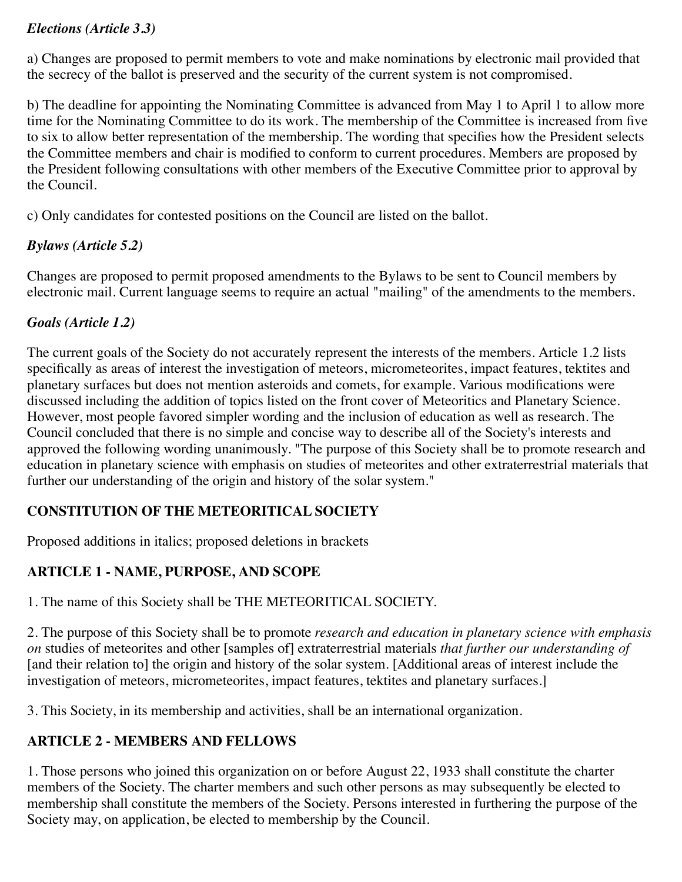***Elections (Article 3.3)***

a) Changes are proposed to permit members to vote and make nominations by electronic mail provided that the secrecy of the ballot is preserved and the security of the current system is not compromised.

b) The deadline for appointing the Nominating Committee is advanced from May 1 to April 1 to allow more time for the Nominating Committee to do its work. The membership of the Committee is increased from five to six to allow better representation of the membership. The wording that specifies how the President selects the Committee members and chair is modified to conform to current procedures. Members are proposed by the President following consultations with other members of the Executive Committee prior to approval by the Council.

c) Only candidates for contested positions on the Council are listed on the ballot.

***Bylaws (Article 5.2)***

Changes are proposed to permit proposed amendments to the Bylaws to be sent to Council members by electronic mail. Current language seems to require an actual "mailing" of the amendments to the members.

***Goals (Article 1.2)***

The current goals of the Society do not accurately represent the interests of the members. Article 1.2 lists specifically as areas of interest the investigation of meteors, micrometeorites, impact features, tektites and planetary surfaces but does not mention asteroids and comets, for example. Various modifications were discussed including the addition of topics listed on the front cover of Meteoritics and Planetary Science. However, most people favored simpler wording and the inclusion of education as well as research. The Council concluded that there is no simple and concise way to describe all of the Society's interests and approved the following wording unanimously. "The purpose of this Society shall be to promote research and education in planetary science with emphasis on studies of meteorites and other extraterrestrial materials that further our understanding of the origin and history of the solar system."

**CONSTITUTION OF THE METEORITICAL SOCIETY**

Proposed additions in italics; proposed deletions in brackets

**ARTICLE 1 - NAME, PURPOSE, AND SCOPE**

1. The name of this Society shall be THE METEORITICAL SOCIETY.

2. The purpose of this Society shall be to promote *research and education in planetary science with emphasis on* studies of meteorites and other [samples of] extraterrestrial materials *that further our understanding of* [and their relation to] the origin and history of the solar system. [Additional areas of interest include the investigation of meteors, micrometeorites, impact features, tektites and planetary surfaces.]

3. This Society, in its membership and activities, shall be an international organization.

**ARTICLE 2 - MEMBERS AND FELLOWS**

1. Those persons who joined this organization on or before August 22, 1933 shall constitute the charter members of the Society. The charter members and such other persons as may subsequently be elected to membership shall constitute the members of the Society. Persons interested in furthering the purpose of the Society may, on application, be elected to membership by the Council.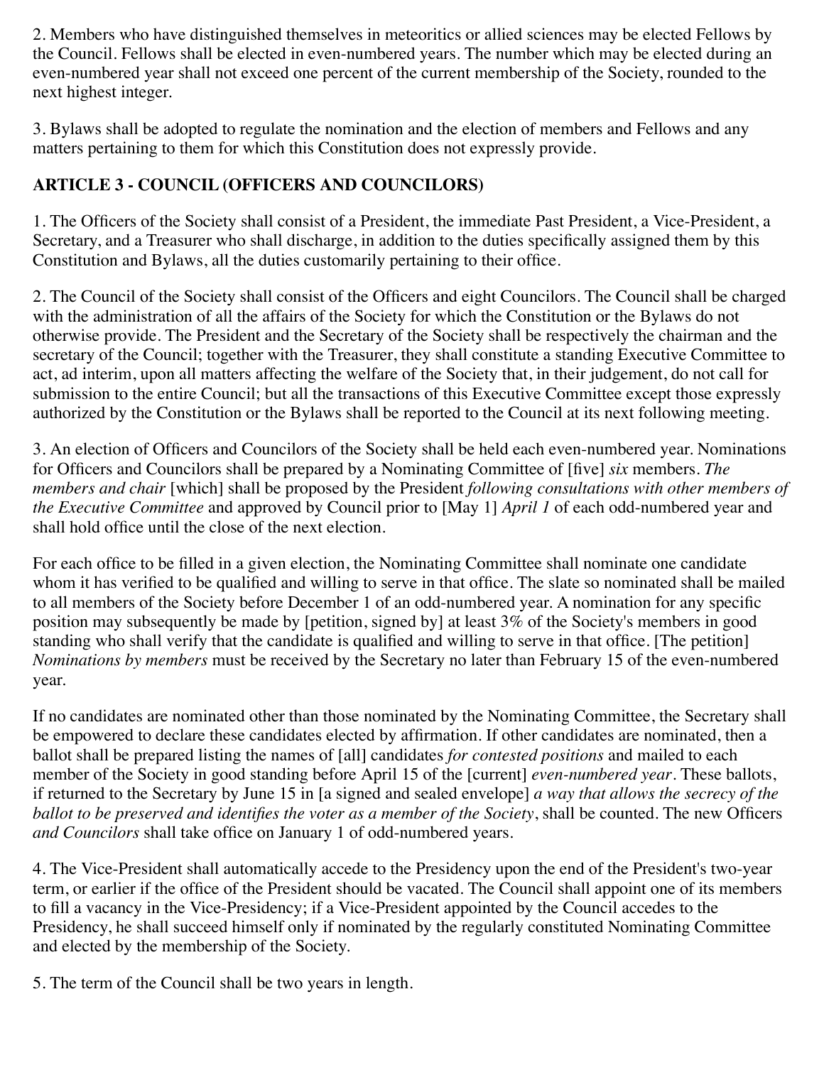2. Members who have distinguished themselves in meteoritics or allied sciences may be elected Fellows by the Council. Fellows shall be elected in even-numbered years. The number which may be elected during an even-numbered year shall not exceed one percent of the current membership of the Society, rounded to the next highest integer.

3. Bylaws shall be adopted to regulate the nomination and the election of members and Fellows and any matters pertaining to them for which this Constitution does not expressly provide.

**ARTICLE 3 - COUNCIL (OFFICERS AND COUNCILORS)**

1. The Officers of the Society shall consist of a President, the immediate Past President, a Vice-President, a Secretary, and a Treasurer who shall discharge, in addition to the duties specifically assigned them by this Constitution and Bylaws, all the duties customarily pertaining to their office.

2. The Council of the Society shall consist of the Officers and eight Councilors. The Council shall be charged with the administration of all the affairs of the Society for which the Constitution or the Bylaws do not otherwise provide. The President and the Secretary of the Society shall be respectively the chairman and the secretary of the Council; together with the Treasurer, they shall constitute a standing Executive Committee to act, ad interim, upon all matters affecting the welfare of the Society that, in their judgement, do not call for submission to the entire Council; but all the transactions of this Executive Committee except those expressly authorized by the Constitution or the Bylaws shall be reported to the Council at its next following meeting.

3. An election of Officers and Councilors of the Society shall be held each even-numbered year. Nominations for Officers and Councilors shall be prepared by a Nominating Committee of [five] *six* members. *The members and chair* [which] shall be proposed by the President *following consultations with other members of the Executive Committee* and approved by Council prior to [May 1] *April 1* of each odd-numbered year and shall hold office until the close of the next election.

For each office to be filled in a given election, the Nominating Committee shall nominate one candidate whom it has verified to be qualified and willing to serve in that office. The slate so nominated shall be mailed to all members of the Society before December 1 of an odd-numbered year. A nomination for any specific position may subsequently be made by [petition, signed by] at least 3% of the Society's members in good standing who shall verify that the candidate is qualified and willing to serve in that office. [The petition] *Nominations by members* must be received by the Secretary no later than February 15 of the even-numbered year.

If no candidates are nominated other than those nominated by the Nominating Committee, the Secretary shall be empowered to declare these candidates elected by affirmation. If other candidates are nominated, then a ballot shall be prepared listing the names of [all] candidates *for contested positions* and mailed to each member of the Society in good standing before April 15 of the [current] *even-numbered year*. These ballots, if returned to the Secretary by June 15 in [a signed and sealed envelope] *a way that allows the secrecy of the ballot to be preserved and identifies the voter as a member of the Society*, shall be counted. The new Officers *and Councilors* shall take office on January 1 of odd-numbered years.

4. The Vice-President shall automatically accede to the Presidency upon the end of the President's two-year term, or earlier if the office of the President should be vacated. The Council shall appoint one of its members to fill a vacancy in the Vice-Presidency; if a Vice-President appointed by the Council accedes to the Presidency, he shall succeed himself only if nominated by the regularly constituted Nominating Committee and elected by the membership of the Society.

5. The term of the Council shall be two years in length.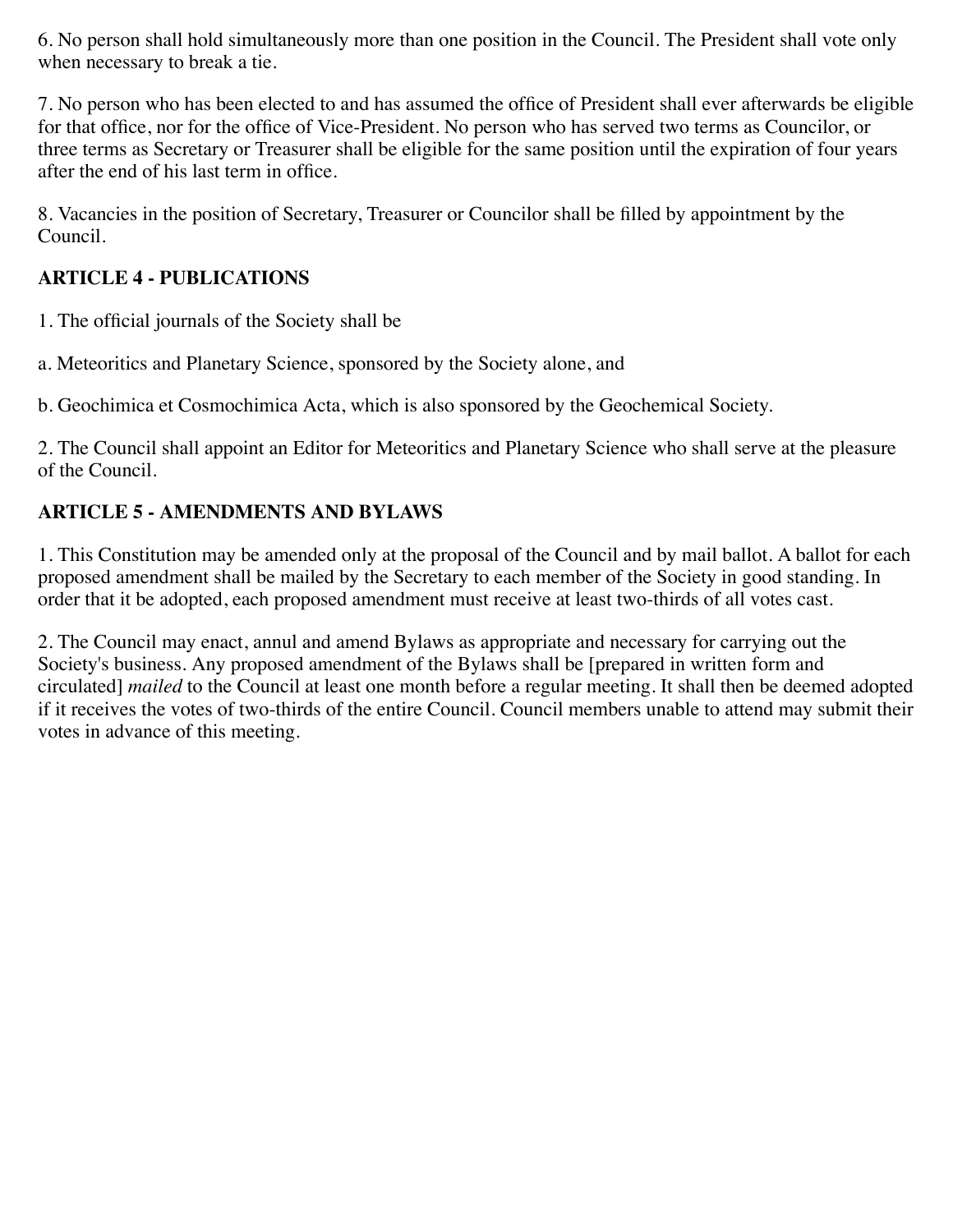6. No person shall hold simultaneously more than one position in the Council. The President shall vote only when necessary to break a tie.

7. No person who has been elected to and has assumed the office of President shall ever afterwards be eligible for that office, nor for the office of Vice-President. No person who has served two terms as Councilor, or three terms as Secretary or Treasurer shall be eligible for the same position until the expiration of four years after the end of his last term in office.

8. Vacancies in the position of Secretary, Treasurer or Councilor shall be filled by appointment by the Council.

**ARTICLE 4 - PUBLICATIONS**

1. The official journals of the Society shall be

a. Meteoritics and Planetary Science, sponsored by the Society alone, and

b. Geochimica et Cosmochimica Acta, which is also sponsored by the Geochemical Society.

2. The Council shall appoint an Editor for Meteoritics and Planetary Science who shall serve at the pleasure of the Council.

**ARTICLE 5 - AMENDMENTS AND BYLAWS**

1. This Constitution may be amended only at the proposal of the Council and by mail ballot. A ballot for each proposed amendment shall be mailed by the Secretary to each member of the Society in good standing. In order that it be adopted, each proposed amendment must receive at least two-thirds of all votes cast.

2. The Council may enact, annul and amend Bylaws as appropriate and necessary for carrying out the Society's business. Any proposed amendment of the Bylaws shall be [prepared in written form and circulated] *mailed* to the Council at least one month before a regular meeting. It shall then be deemed adopted if it receives the votes of two-thirds of the entire Council. Council members unable to attend may submit their votes in advance of this meeting.